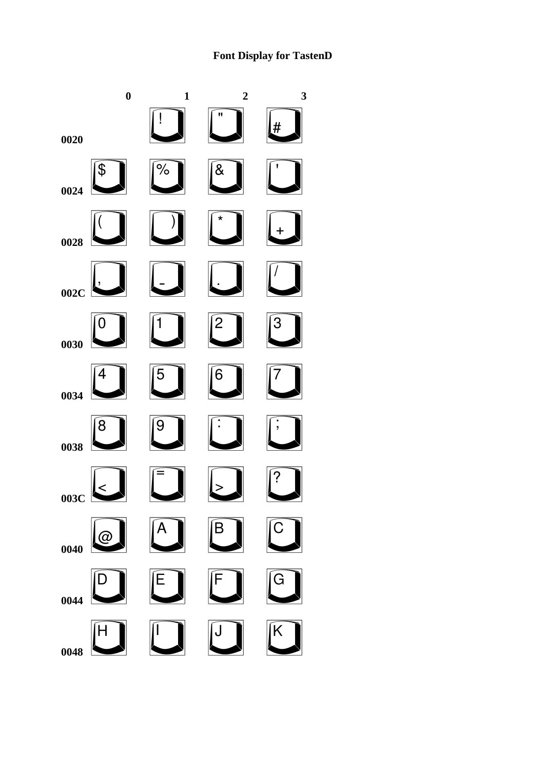# Font Display for TastenD

| | 0 | 1 | 2 | 3 |
|---|---|---|---|---|
| 0020 | | ! | " | # |
| 0024 | $ | % | & | ' |
| 0028 | ( | ) | * | + |
| 002C | , | - | . | / |
| 0030 | 0 | 1 | 2 | 3 |
| 0034 | 4 | 5 | 6 | 7 |
| 0038 | 8 | 9 | : | ; |
| 003C | < | = | > | ? |
| 0040 | @ | A | B | C |
| 0044 | D | E | F | G |
| 0048 | H | I | J | K |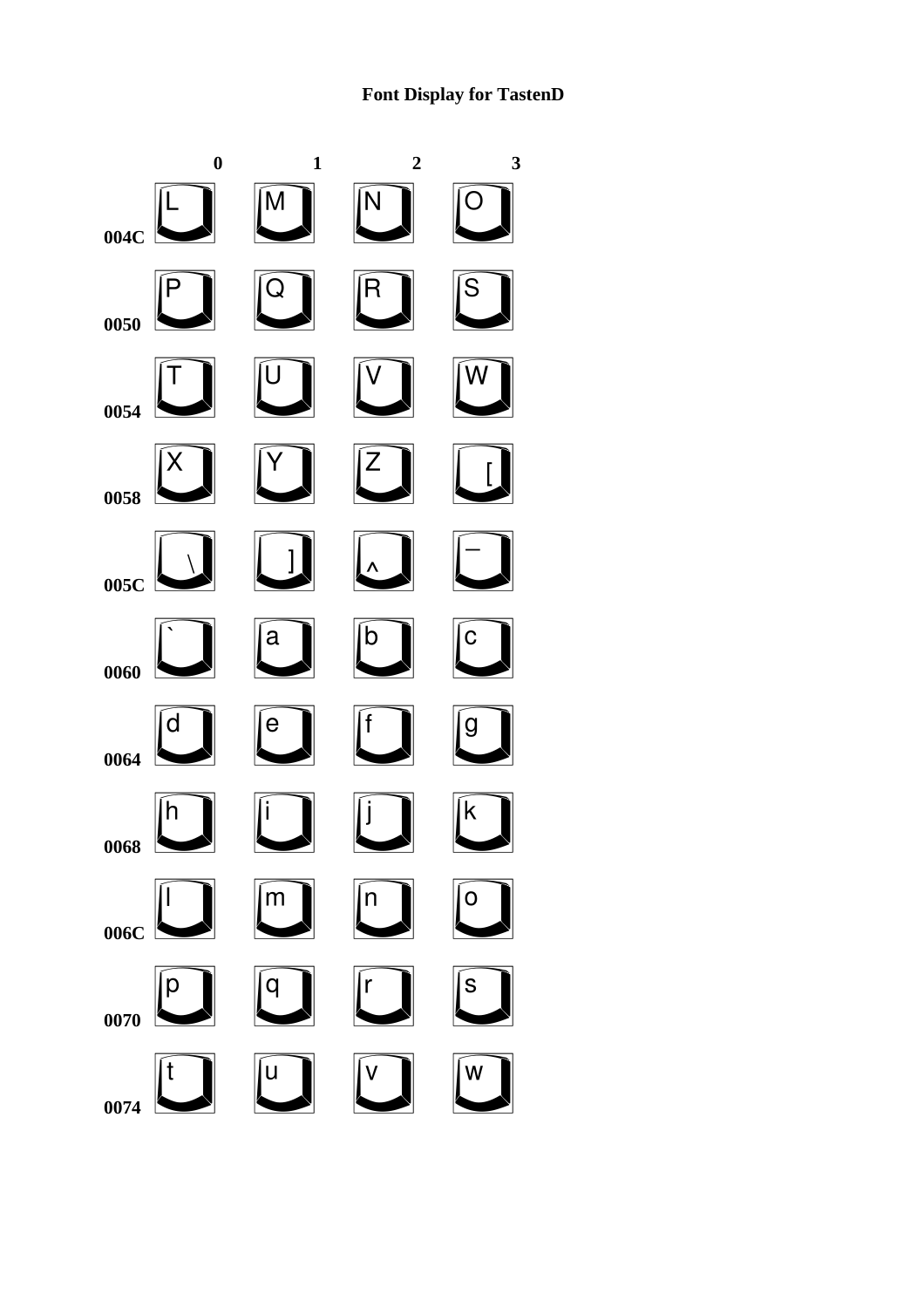**Font Display for TastenD**

| | 0 | 1 | 2 | 3 |
|---|---|---|---|---|
| 004C | L | M | N | O |
| 0050 | P | Q | R | S |
| 0054 | T | U | V | W |
| 0058 | X | Y | Z | [ |
| 005C | \ | ] | ^ | _ |
| 0060 | ` | a | b | c |
| 0064 | d | e | f | g |
| 0068 | h | i | j | k |
| 006C | l | m | n | o |
| 0070 | p | q | r | s |
| 0074 | t | u | v | w |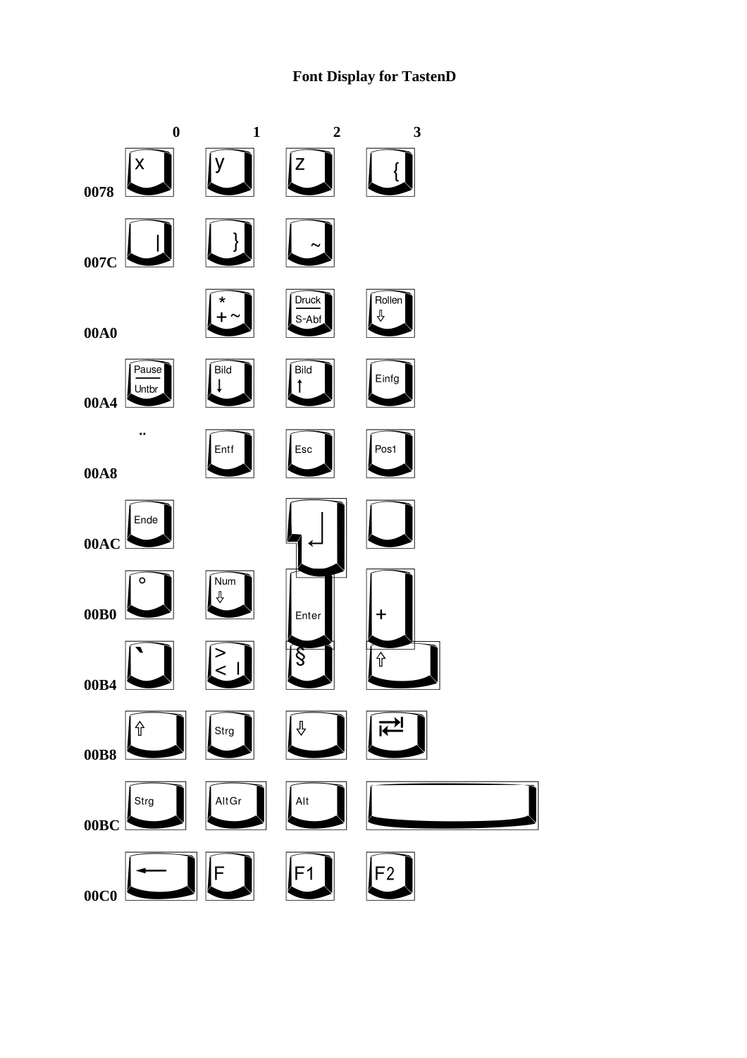# Font Display for TastenD

| | 0 | 1 | 2 | 3 |
|---|---|---|---|---|
| 0078 | x | y | z | { |
| 007C | \| | } | ~ | |
| 00A0 | | * + ~ | Druck S-Abf | Rollen ⇩ |
| 00A4 | Pause Untbr | Bild ↓ | Bild ↑ | Einfg |
| 00A8 | .. | Entf | Esc | Pos1 |
| 00AC | Ende | | ↵ | |
| 00B0 | ° | Num ⇩ | Enter | + |
| 00B4 | ` | > < \| | § | ⇧ |
| 00B8 | ⇧ | Strg | ⇩ | ⇄ |
| 00BC | Strg | AltGr | Alt | |
| 00C0 | ← | F | F1 | F2 |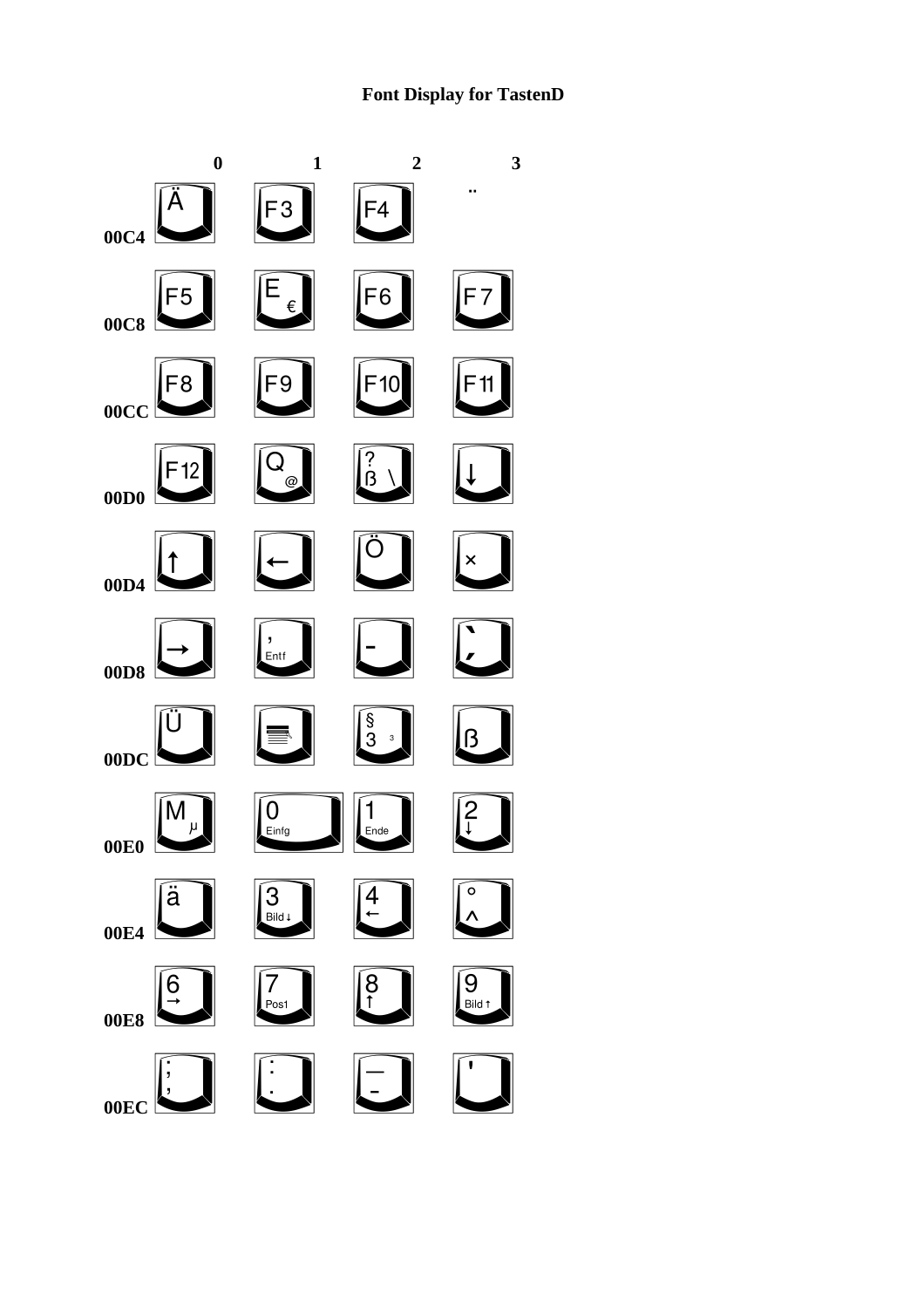# Font Display for TastenD

| | 0 | 1 | 2 | 3 |
|---|---|---|---|---|
| 00C4 | Ä | F3 | F4 | .. |
| 00C8 | F5 | E € | F6 | F7 |
| 00CC | F8 | F9 | F10 | F11 |
| 00D0 | F12 | Q @ | ? ß \ | ↓ |
| 00D4 | ↑ | ← | Ö | × |
| 00D8 | → | , Entf | - | ` , |
| 00DC | Ü | | § 3 ³ | ß |
| 00E0 | M µ | 0 Einfg | 1 Ende | 2 ↓ |
| 00E4 | ä | 3 Bild↓ | 4 ← | ° ^ |
| 00E8 | 6 → | 7 Pos1 | 8 ↑ | 9 Bild↑ |
| 00EC | ; , | : . | _ - | ' |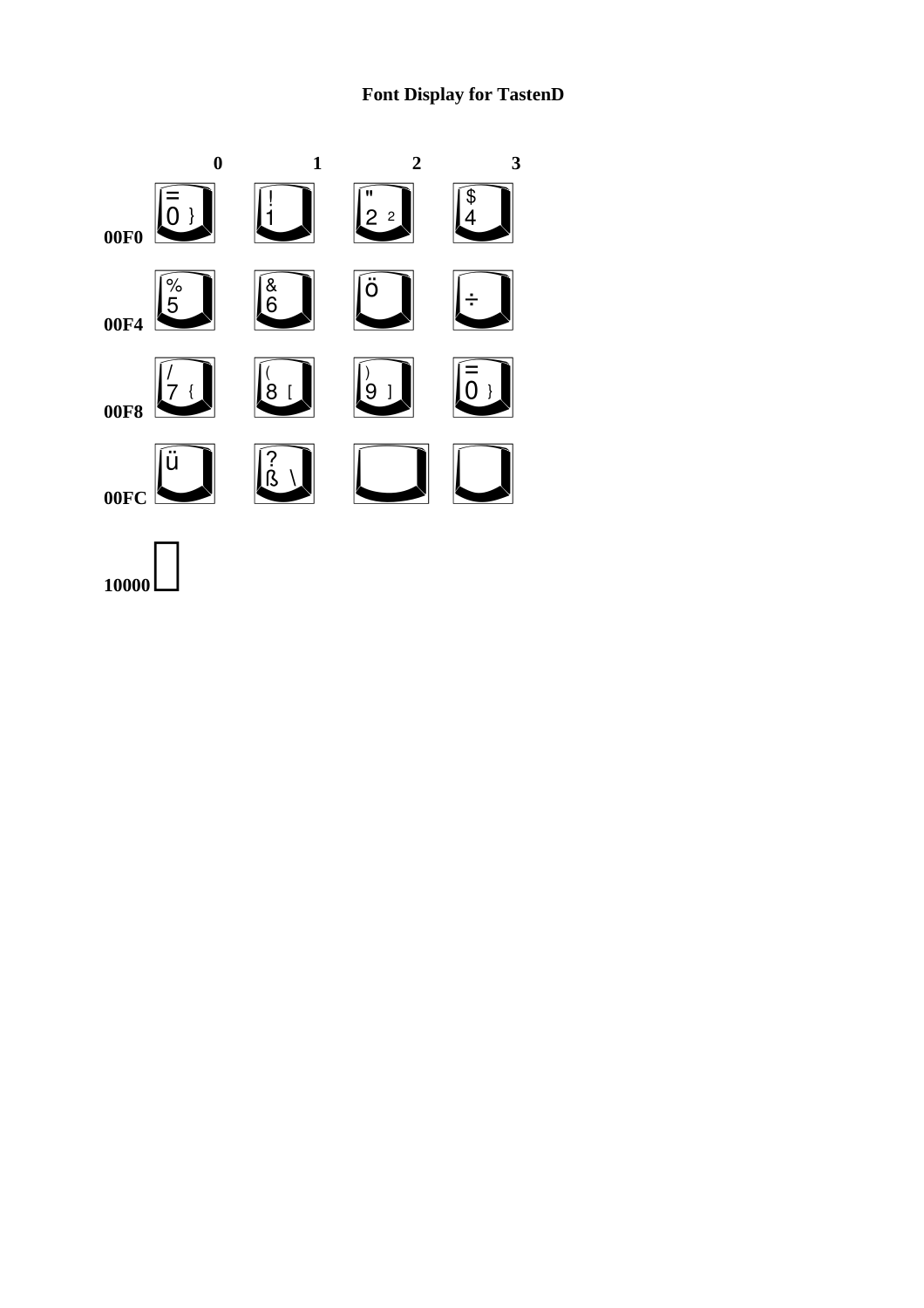# Font Display for TastenD

| | 0 | 1 | 2 | 3 |
|---|---|---|---|---|
| 00F0 | = 0 } | ! 1 | " 2 ² | $ 4 |
| 00F4 | % 5 | & 6 | ö | ÷ |
| 00F8 | / 7 { | ( 8 [ | ) 9 ] | = 0 } |
| 00FC | ü | ? ß \ | | |
| 10000 | | | | |